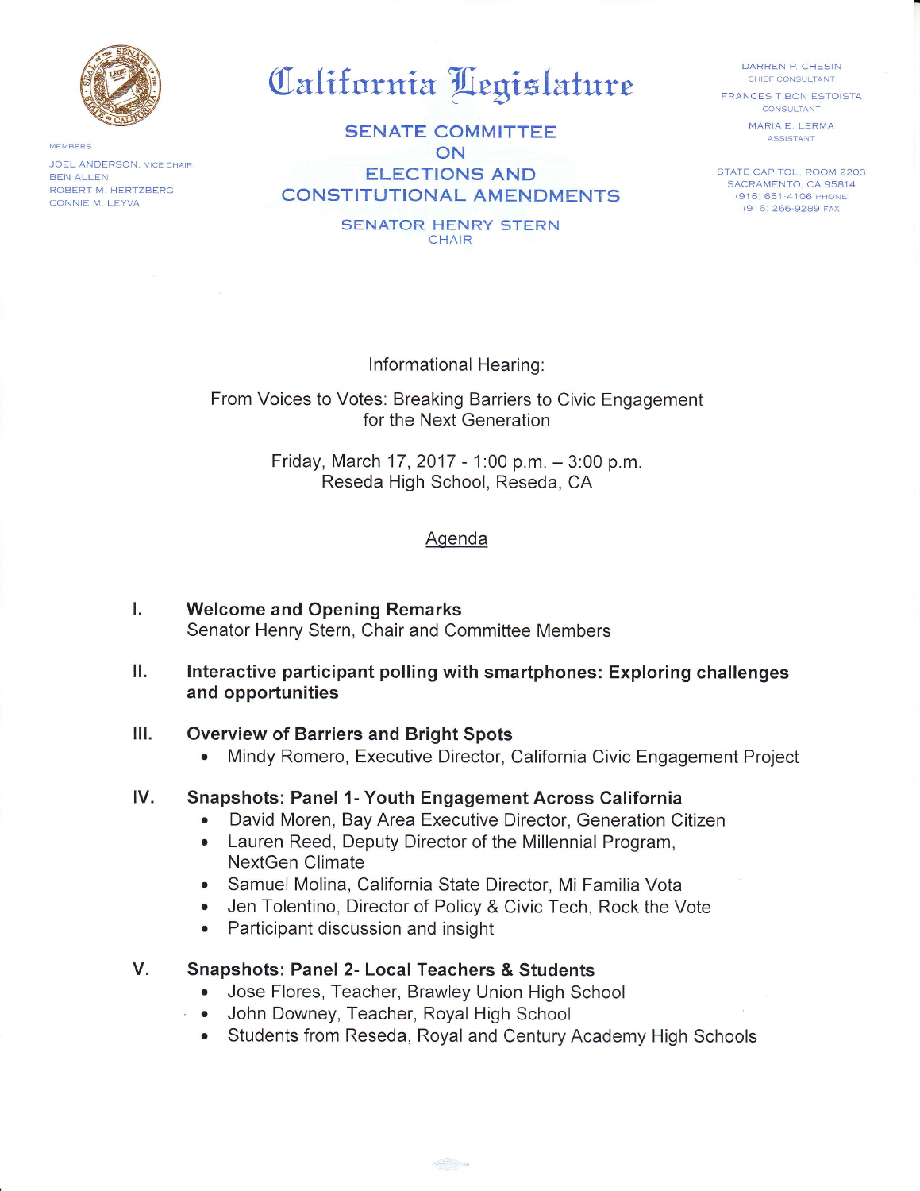# California Legislature

## SENATE COMMITTEE ON ELECTIONS AND CONSTITUTIONAL AMENDMENTS

SENATOR HENRY STERN
CHAIR

MEMBERS

JOEL ANDERSON, VICE CHAIR
BEN ALLEN
ROBERT M. HERTZBERG
CONNIE M. LEYVA

DARREN P. CHESIN
CHIEF CONSULTANT

FRANCES TIBON ESTOISTA
CONSULTANT

MARIA E. LERMA
ASSISTANT

STATE CAPITOL, ROOM 2203
SACRAMENTO, CA 95814
(916) 651-4106 PHONE
(916) 266-9289 FAX

Informational Hearing:

From Voices to Votes: Breaking Barriers to Civic Engagement for the Next Generation

Friday, March 17, 2017 - 1:00 p.m. – 3:00 p.m.
Reseda High School, Reseda, CA

Agenda

I. **Welcome and Opening Remarks**
Senator Henry Stern, Chair and Committee Members

II. **Interactive participant polling with smartphones: Exploring challenges and opportunities**

III. **Overview of Barriers and Bright Spots**
- Mindy Romero, Executive Director, California Civic Engagement Project

IV. **Snapshots: Panel 1- Youth Engagement Across California**
- David Moren, Bay Area Executive Director, Generation Citizen
- Lauren Reed, Deputy Director of the Millennial Program, NextGen Climate
- Samuel Molina, California State Director, Mi Familia Vota
- Jen Tolentino, Director of Policy & Civic Tech, Rock the Vote
- Participant discussion and insight

V. **Snapshots: Panel 2- Local Teachers & Students**
- Jose Flores, Teacher, Brawley Union High School
- John Downey, Teacher, Royal High School
- Students from Reseda, Royal and Century Academy High Schools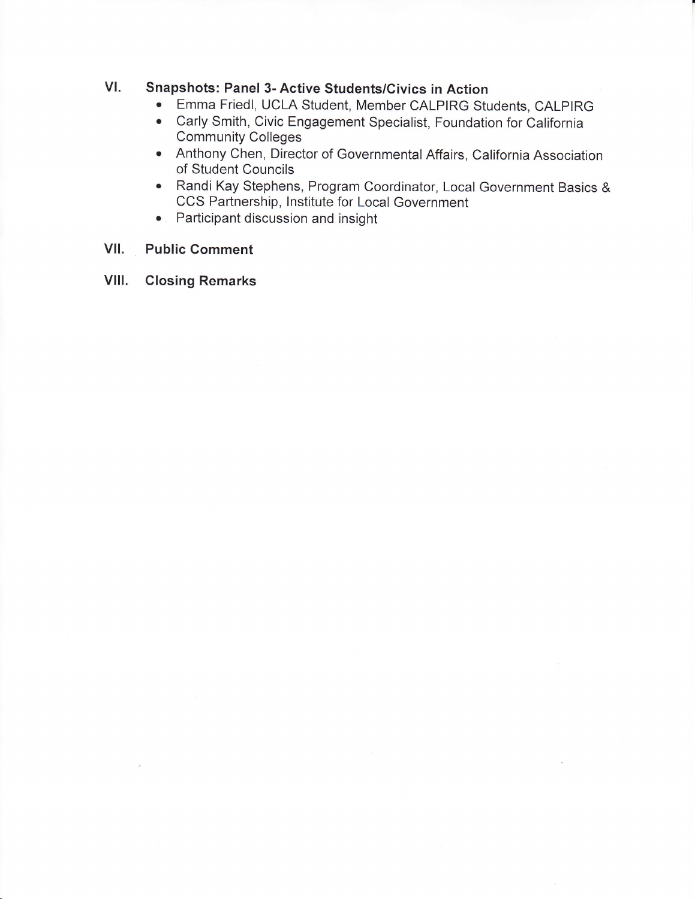VI. **Snapshots: Panel 3- Active Students/Civics in Action**

- Emma Friedl, UCLA Student, Member CALPIRG Students, CALPIRG
- Carly Smith, Civic Engagement Specialist, Foundation for California Community Colleges
- Anthony Chen, Director of Governmental Affairs, California Association of Student Councils
- Randi Kay Stephens, Program Coordinator, Local Government Basics & CCS Partnership, Institute for Local Government
- Participant discussion and insight

VII. **Public Comment**

VIII. **Closing Remarks**